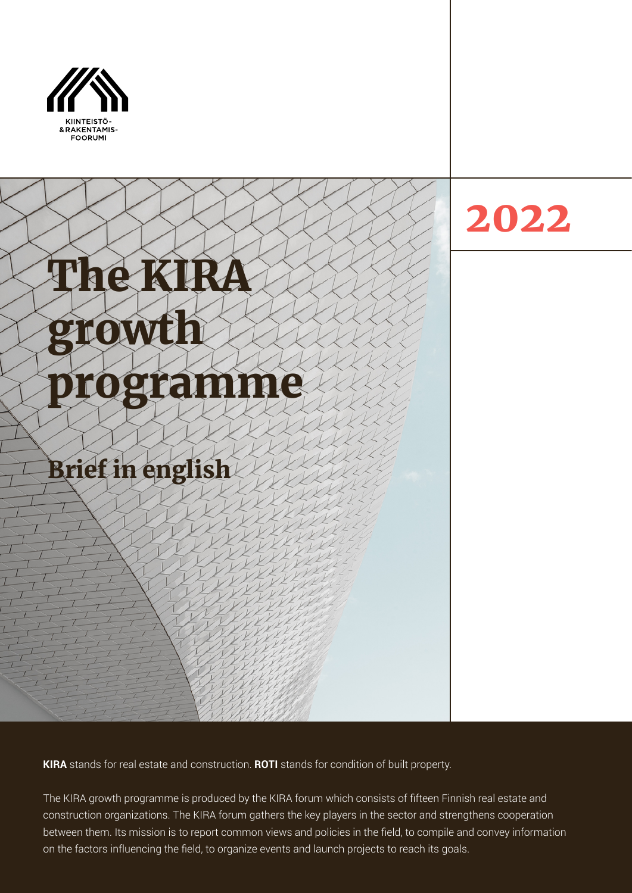KIINTEISTÖ-
& RAKENTAMIS-
FOORUMI

**2022**

# The KIRA growth programme

## Brief in english

**KIRA** stands for real estate and construction. **ROTI** stands for condition of built property.

The KIRA growth programme is produced by the KIRA forum which consists of fifteen Finnish real estate and construction organizations. The KIRA forum gathers the key players in the sector and strengthens cooperation between them. Its mission is to report common views and policies in the field, to compile and convey information on the factors influencing the field, to organize events and launch projects to reach its goals.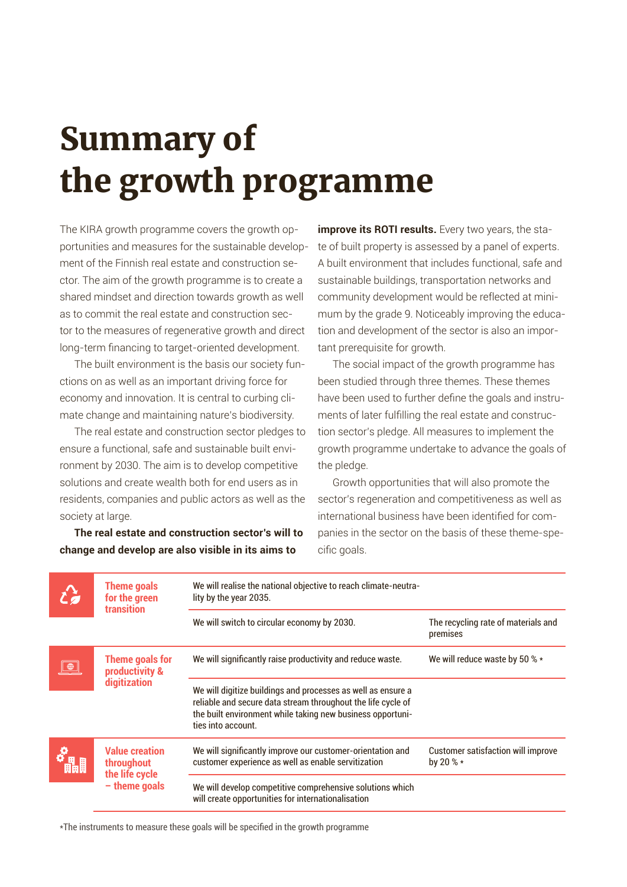# Summary of the growth programme

The KIRA growth programme covers the growth opportunities and measures for the sustainable development of the Finnish real estate and construction sector. The aim of the growth programme is to create a shared mindset and direction towards growth as well as to commit the real estate and construction sector to the measures of regenerative growth and direct long-term financing to target-oriented development.

The built environment is the basis our society functions on as well as an important driving force for economy and innovation. It is central to curbing climate change and maintaining nature's biodiversity.

The real estate and construction sector pledges to ensure a functional, safe and sustainable built environment by 2030. The aim is to develop competitive solutions and create wealth both for end users as in residents, companies and public actors as well as the society at large.

**The real estate and construction sector's will to change and develop are also visible in its aims to improve its ROTI results.** Every two years, the state of built property is assessed by a panel of experts. A built environment that includes functional, safe and sustainable buildings, transportation networks and community development would be reflected at minimum by the grade 9. Noticeably improving the education and development of the sector is also an important prerequisite for growth.

The social impact of the growth programme has been studied through three themes. These themes have been used to further define the goals and instruments of later fulfilling the real estate and construction sector's pledge. All measures to implement the growth programme undertake to advance the goals of the pledge.

Growth opportunities that will also promote the sector's regeneration and competitiveness as well as international business have been identified for companies in the sector on the basis of these theme-specific goals.

| Theme | Goal | Measure |
|---|---|---|
| **Theme goals for the green transition** | We will realise the national objective to reach climate-neutrality by the year 2035. | |
| | We will switch to circular economy by 2030. | The recycling rate of materials and premises |
| **Theme goals for productivity & digitization** | We will significantly raise productivity and reduce waste. | We will reduce waste by 50 % * |
| | We will digitize buildings and processes as well as ensure a reliable and secure data stream throughout the life cycle of the built environment while taking new business opportunities into account. | |
| **Value creation throughout the life cycle – theme goals** | We will significantly improve our customer-orientation and customer experience as well as enable servitization | Customer satisfaction will improve by 20 % * |
| | We will develop competitive comprehensive solutions which will create opportunities for internationalisation | |

*The instruments to measure these goals will be specified in the growth programme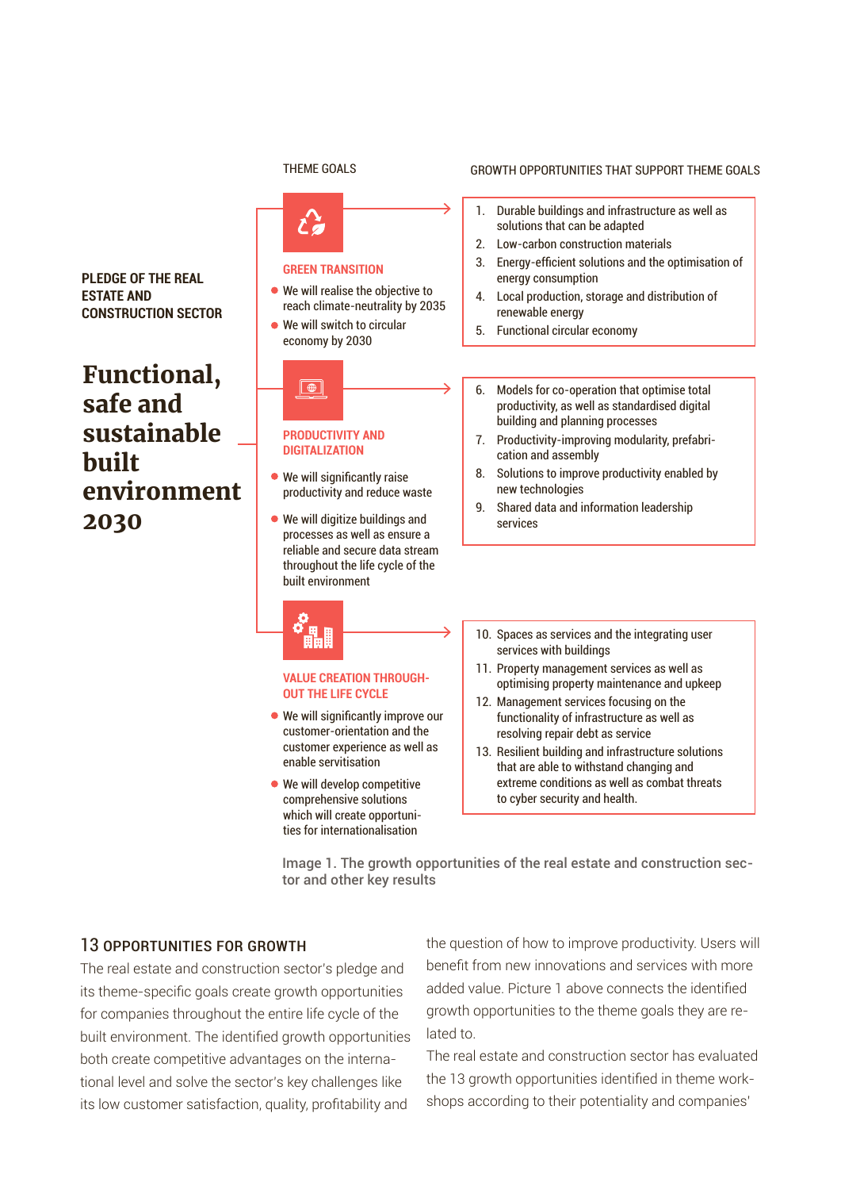PLEDGE OF THE REAL ESTATE AND CONSTRUCTION SECTOR

# Functional, safe and sustainable built environment 2030

THEME GOALS

GROWTH OPPORTUNITIES THAT SUPPORT THEME GOALS

**GREEN TRANSITION**

- We will realise the objective to reach climate-neutrality by 2035
- We will switch to circular economy by 2030

1. Durable buildings and infrastructure as well as solutions that can be adapted
2. Low-carbon construction materials
3. Energy-efficient solutions and the optimisation of energy consumption
4. Local production, storage and distribution of renewable energy
5. Functional circular economy

**PRODUCTIVITY AND DIGITALIZATION**

- We will significantly raise productivity and reduce waste
- We will digitize buildings and processes as well as ensure a reliable and secure data stream throughout the life cycle of the built environment

6. Models for co-operation that optimise total productivity, as well as standardised digital building and planning processes
7. Productivity-improving modularity, prefabrication and assembly
8. Solutions to improve productivity enabled by new technologies
9. Shared data and information leadership services

**VALUE CREATION THROUGHOUT THE LIFE CYCLE**

- We will significantly improve our customer-orientation and the customer experience as well as enable servitisation
- We will develop competitive comprehensive solutions which will create opportunities for internationalisation

10. Spaces as services and the integrating user services with buildings
11. Property management services as well as optimising property maintenance and upkeep
12. Management services focusing on the functionality of infrastructure as well as resolving repair debt as service
13. Resilient building and infrastructure solutions that are able to withstand changing and extreme conditions as well as combat threats to cyber security and health.

Image 1. The growth opportunities of the real estate and construction sector and other key results

## 13 OPPORTUNITIES FOR GROWTH

The real estate and construction sector's pledge and its theme-specific goals create growth opportunities for companies throughout the entire life cycle of the built environment. The identified growth opportunities both create competitive advantages on the international level and solve the sector's key challenges like its low customer satisfaction, quality, profitability and the question of how to improve productivity. Users will benefit from new innovations and services with more added value. Picture 1 above connects the identified growth opportunities to the theme goals they are related to.

The real estate and construction sector has evaluated the 13 growth opportunities identified in theme workshops according to their potentiality and companies'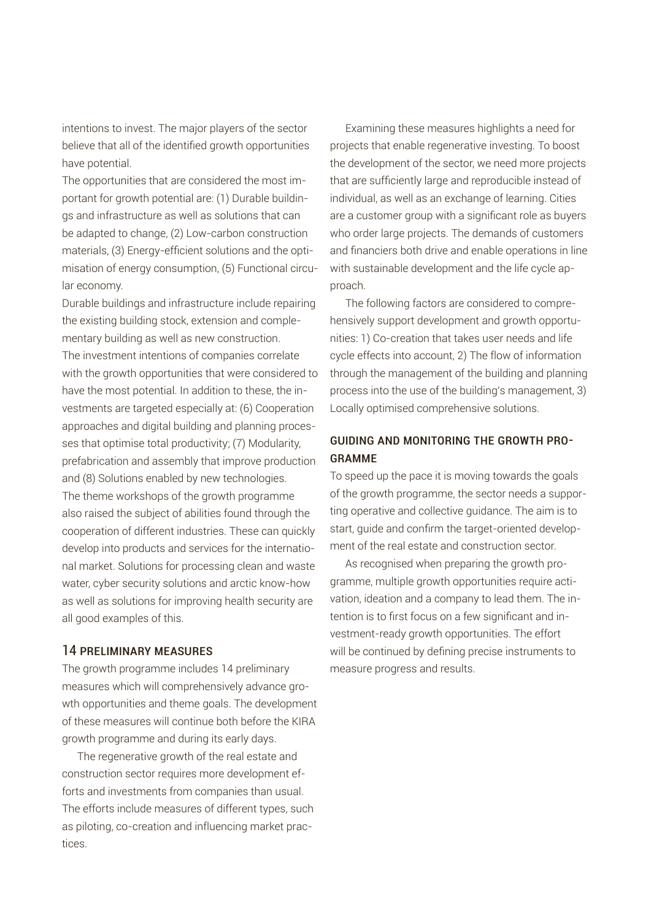intentions to invest. The major players of the sector believe that all of the identified growth opportunities have potential.

The opportunities that are considered the most important for growth potential are: (1) Durable buildings and infrastructure as well as solutions that can be adapted to change, (2) Low-carbon construction materials, (3) Energy-efficient solutions and the optimisation of energy consumption, (5) Functional circular economy.

Durable buildings and infrastructure include repairing the existing building stock, extension and complementary building as well as new construction.

The investment intentions of companies correlate with the growth opportunities that were considered to have the most potential. In addition to these, the investments are targeted especially at: (6) Cooperation approaches and digital building and planning processes that optimise total productivity; (7) Modularity, prefabrication and assembly that improve production and (8) Solutions enabled by new technologies.

The theme workshops of the growth programme also raised the subject of abilities found through the cooperation of different industries. These can quickly develop into products and services for the international market. Solutions for processing clean and waste water, cyber security solutions and arctic know-how as well as solutions for improving health security are all good examples of this.

## 14 PRELIMINARY MEASURES

The growth programme includes 14 preliminary measures which will comprehensively advance growth opportunities and theme goals. The development of these measures will continue both before the KIRA growth programme and during its early days.

The regenerative growth of the real estate and construction sector requires more development efforts and investments from companies than usual. The efforts include measures of different types, such as piloting, co-creation and influencing market practices.

Examining these measures highlights a need for projects that enable regenerative investing. To boost the development of the sector, we need more projects that are sufficiently large and reproducible instead of individual, as well as an exchange of learning. Cities are a customer group with a significant role as buyers who order large projects. The demands of customers and financiers both drive and enable operations in line with sustainable development and the life cycle approach.

The following factors are considered to comprehensively support development and growth opportunities: 1) Co-creation that takes user needs and life cycle effects into account, 2) The flow of information through the management of the building and planning process into the use of the building's management, 3) Locally optimised comprehensive solutions.

## GUIDING AND MONITORING THE GROWTH PROGRAMME

To speed up the pace it is moving towards the goals of the growth programme, the sector needs a supporting operative and collective guidance. The aim is to start, guide and confirm the target-oriented development of the real estate and construction sector.

As recognised when preparing the growth programme, multiple growth opportunities require activation, ideation and a company to lead them. The intention is to first focus on a few significant and investment-ready growth opportunities. The effort will be continued by defining precise instruments to measure progress and results.